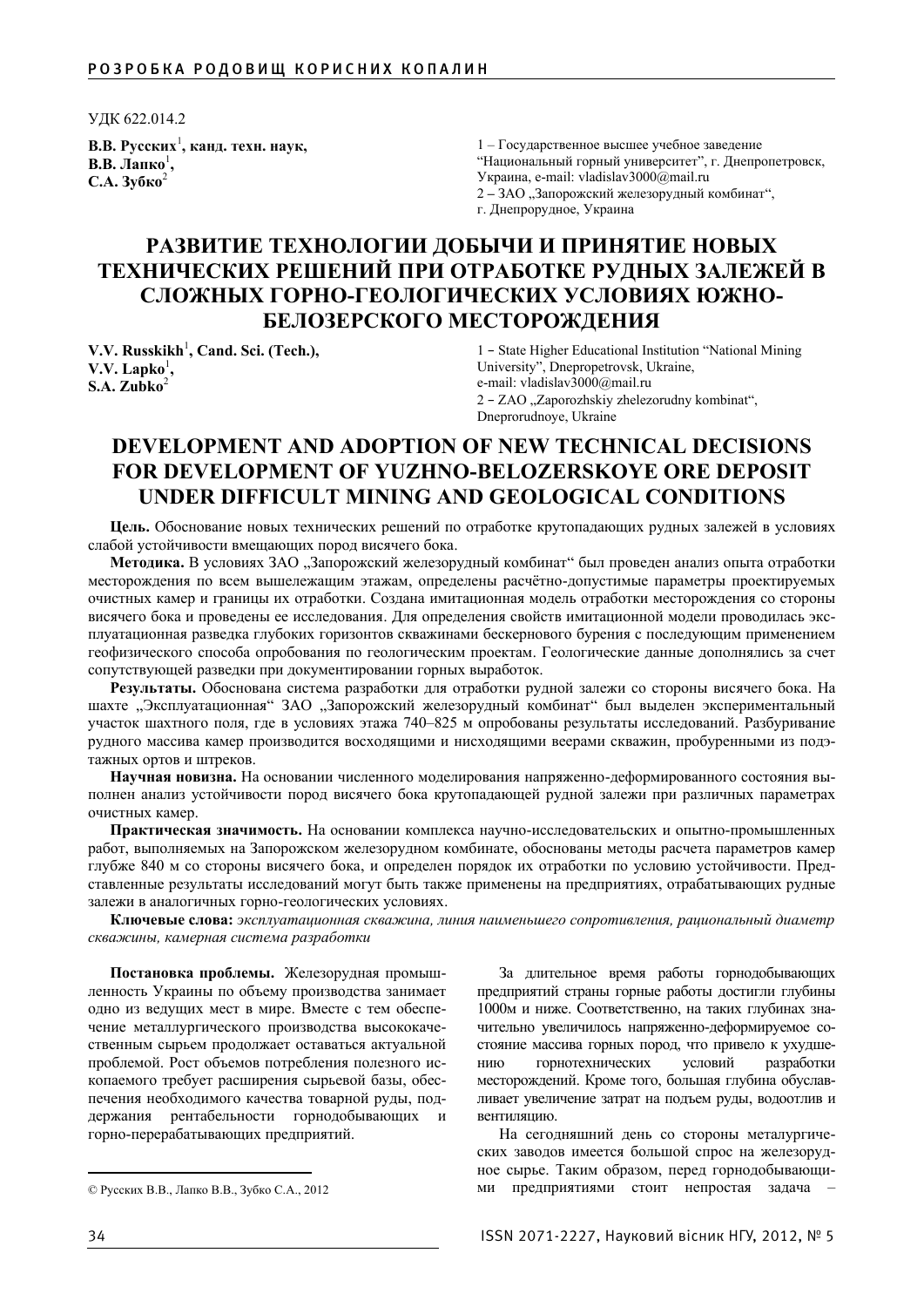УДК 622.014.2

**В.В. Русских**[1]**, канд. техн. наук,**
**В.В. Лапко**[1]**,**
**С.А. Зубко**[2]

1 – Государственное высшее учебное заведение "Национальный горный университет", г. Днепропетровск, Украина, e-mail: vladislav3000@mail.ru
2 – ЗАО „Запорожский железорудный комбинат", г. Днепрорудное, Украина

# РАЗВИТИЕ ТЕХНОЛОГИИ ДОБЫЧИ И ПРИНЯТИЕ НОВЫХ ТЕХНИЧЕСКИХ РЕШЕНИЙ ПРИ ОТРАБОТКЕ РУДНЫХ ЗАЛЕЖЕЙ В СЛОЖНЫХ ГОРНО-ГЕОЛОГИЧЕСКИХ УСЛОВИЯХ ЮЖНО-БЕЛОЗЕРСКОГО МЕСТОРОЖДЕНИЯ

**V.V. Russkikh**[1]**, Cand. Sci. (Tech.),**
**V.V. Lapko**[1]**,**
**S.A. Zubko**[2]

1 – State Higher Educational Institution "National Mining University", Dnepropetrovsk, Ukraine, e-mail: vladislav3000@mail.ru
2 – ZAO „Zaporozhskiy zhelezorudny kombinat", Dneprorudnoye, Ukraine

# DEVELOPMENT AND ADOPTION OF NEW TECHNICAL DECISIONS FOR DEVELOPMENT OF YUZHNO-BELOZERSKOYE ORE DEPOSIT UNDER DIFFICULT MINING AND GEOLOGICAL CONDITIONS

**Цель.** Обоснование новых технических решений по отработке крутопадающих рудных залежей в условиях слабой устойчивости вмещающих пород висячего бока.

**Методика.** В условиях ЗАО „Запорожский железорудный комбинат" был проведен анализ опыта отработки месторождения по всем вышележащим этажам, определены расчётно-допустимые параметры проектируемых очистных камер и границы их отработки. Создана имитационная модель отработки месторождения со стороны висячего бока и проведены ее исследования. Для определения свойств имитационной модели проводилась эксплуатационная разведка глубоких горизонтов скважинами бескернового бурения с последующим применением геофизического способа опробования по геологическим проектам. Геологические данные дополнялись за счет сопутствующей разведки при документировании горных выработок.

**Результаты.** Обоснована система разработки для отработки рудной залежи со стороны висячего бока. На шахте „Эксплуатационная" ЗАО „Запорожский железорудный комбинат" был выделен экспериментальный участок шахтного поля, где в условиях этажа 740–825 м опробованы результаты исследований. Разбуривание рудного массива камер производится восходящими и нисходящими веерами скважин, пробуренными из подэтажных ортов и штреков.

**Научная новизна.** На основании численного моделирования напряженно-деформированного состояния выполнен анализ устойчивости пород висячего бока крутопадающей рудной залежи при различных параметрах очистных камер.

**Практическая значимость.** На основании комплекса научно-исследовательских и опытно-промышленных работ, выполняемых на Запорожском железорудном комбинате, обоснованы методы расчета параметров камер глубже 840 м со стороны висячего бока, и определен порядок их отработки по условию устойчивости. Представленные результаты исследований могут быть также применены на предприятиях, отрабатывающих рудные залежи в аналогичных горно-геологических условиях.

**Ключевые слова:** *эксплуатационная скважина, линия наименьшего сопротивления, рациональный диаметр скважины, камерная система разработки*

**Постановка проблемы.** Железорудная промышленность Украины по объему производства занимает одно из ведущих мест в мире. Вместе с тем обеспечение металлургического производства высококачественным сырьем продолжает оставаться актуальной проблемой. Рост объемов потребления полезного ископаемого требует расширения сырьевой базы, обеспечения необходимого качества товарной руды, поддержания рентабельности горнодобывающих и горно-перерабатывающих предприятий.

За длительное время работы горнодобывающих предприятий страны горные работы достигли глубины 1000м и ниже. Соответственно, на таких глубинах значительно увеличилось напряженно-деформируемое состояние массива горных пород, что привело к ухудшению горнотехнических условий разработки месторождений. Кроме того, большая глубина обуславливает увеличение затрат на подъем руды, водоотлив и вентиляцию.

На сегодняшний день со стороны металлургических заводов имеется большой спрос на железорудное сырье. Таким образом, перед горнодобывающими предприятиями стоит непростая задача –

© Русских В.В., Лапко В.В., Зубко С.А., 2012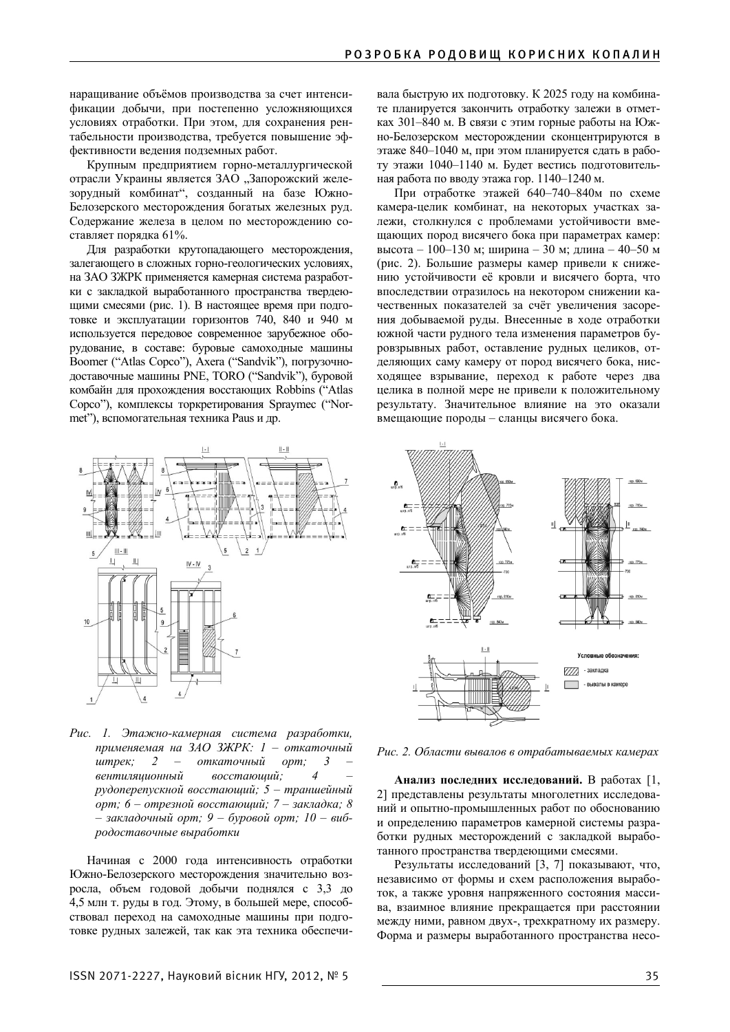наращивание объёмов производства за счет интенсификации добычи, при постепенно усложняющихся условиях отработки. При этом, для сохранения рентабельности производства, требуется повышение эффективности ведения подземных работ.

Крупным предприятием горно-металлургической отрасли Украины является ЗАО „Запорожский железорудный комбинат", созданный на базе Южно-Белозерского месторождения богатых железных руд. Содержание железа в целом по месторождению составляет порядка 61%.

Для разработки крутопадающего месторождения, залегающего в сложных горно-геологических условиях, на ЗАО ЗЖРК применяется камерная система разработки с закладкой выработанного пространства твердеющими смесями (рис. 1). В настоящее время при подготовке и эксплуатации горизонтов 740, 840 и 940 м используется передовое современное зарубежное оборудование, в составе: буровые самоходные машины Boomer ("Atlas Copco"), Axera ("Sandvik"), погрузочно-доставочные машины PNE, TORO ("Sandvik"), буровой комбайн для прохождения восстающих Robbins ("Atlas Copco"), комплексы торкретирования Spraymec ("Normet"), вспомогательная техника Paus и др.

*Рис. 1. Этажно-камерная система разработки, применяемая на ЗАО ЗЖРК: 1 – откаточный штрек; 2 – откаточный орт; 3 – вентиляционный восстающий; 4 – рудоперепускной восстающий; 5 – траншейный орт; 6 – отрезной восстающий; 7 – закладка; 8 – закладочный орт; 9 – буровой орт; 10 – вибродоставочные выработки*

Начиная с 2000 года интенсивность отработки Южно-Белозерского месторождения значительно возросла, объем годовой добычи поднялся с 3,3 до 4,5 млн т. руды в год. Этому, в большей мере, способствовал переход на самоходные машины при подготовке рудных залежей, так как эта техника обеспечивала быструю их подготовку. К 2025 году на комбинате планируется закончить отработку залежи в отметках 301–840 м. В связи с этим горные работы на Южно-Белозерском месторождении сконцентрируются в этаже 840–1040 м, при этом планируется сдать в работу этажи 1040–1140 м. Будет вестись подготовительная работа по вводу этажа гор. 1140–1240 м.

При отработке этажей 640–740–840м по схеме камера-целик комбинат, на некоторых участках залежи, столкнулся с проблемами устойчивости вмещающих пород висячего бока при параметрах камер: высота – 100–130 м; ширина – 30 м; длина – 40–50 м (рис. 2). Большие размеры камер привели к снижению устойчивости её кровли и висячего борта, что впоследствии отразилось на некотором снижении качественных показателей за счёт увеличения засорения добываемой руды. Внесенные в ходе отработки южной части рудного тела изменения параметров буровзрывных работ, оставление рудных целиков, отделяющих саму камеру от пород висячего бока, нисходящее взрывание, переход к работе через два целика в полной мере не привели к положительному результату. Значительное влияние на это оказали вмещающие породы – сланцы висячего бока.

*Рис. 2. Области вывалов в отрабатываемых камерах*

**Анализ последних исследований.** В работах [1, 2] представлены результаты многолетних исследований и опытно-промышленных работ по обоснованию и определению параметров камерной системы разработки рудных месторождений с закладкой выработанного пространства твердеющими смесями.

Результаты исследований [3, 7] показывают, что, независимо от формы и схем расположения выработок, а также уровня напряженного состояния массива, взаимное влияние прекращается при расстоянии между ними, равном двух-, трехкратному их размеру. Форма и размеры выработанного пространства несо-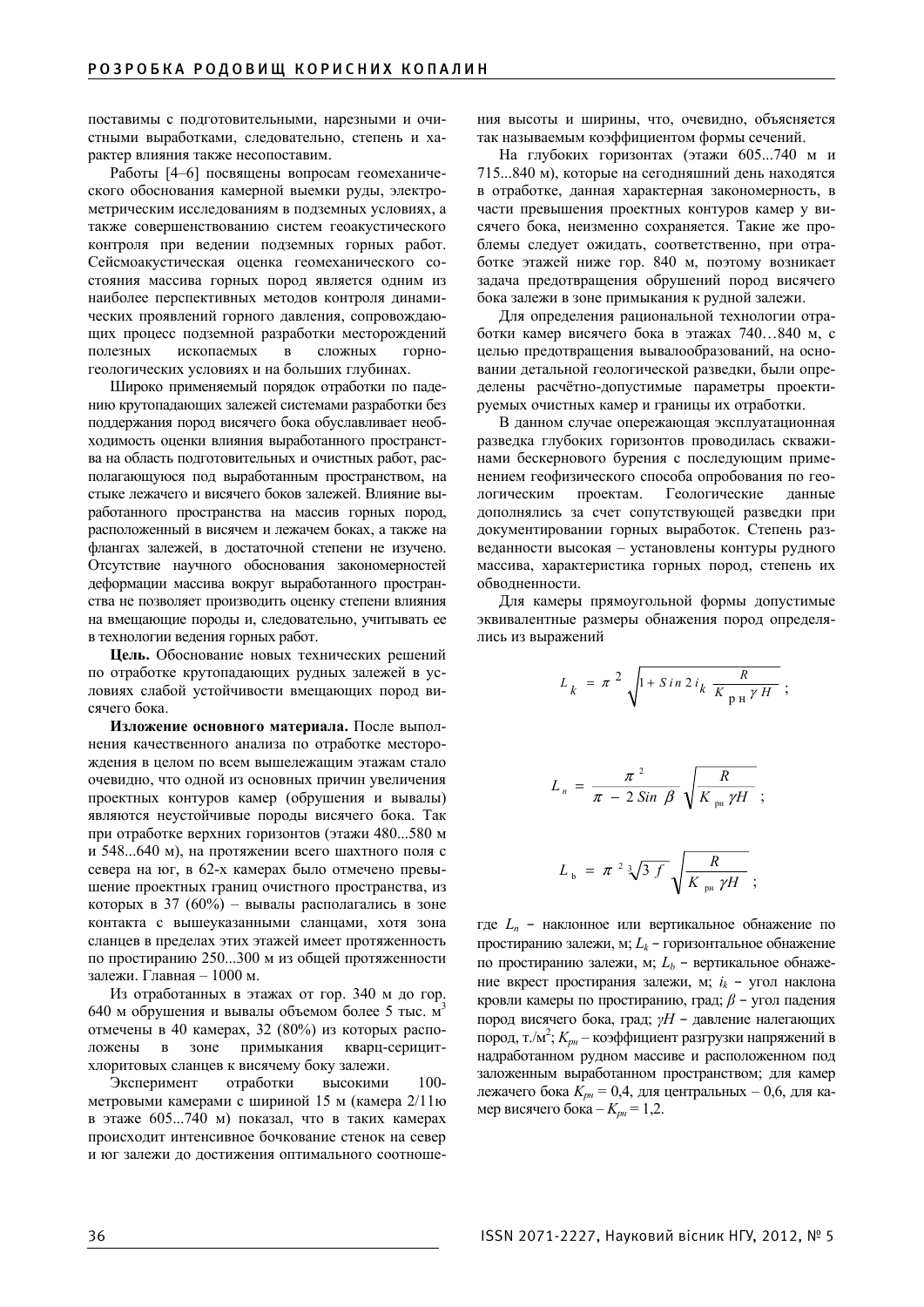поставимы с подготовительными, нарезными и очистными выработками, следовательно, степень и характер влияния также несопоставим.

Работы [4–6] посвящены вопросам геомеханического обоснования камерной выемки руды, электрометрическим исследованиям в подземных условиях, а также совершенствованию систем геоакустического контроля при ведении подземных горных работ. Сейсмоакустическая оценка геомеханического состояния массива горных пород является одним из наиболее перспективных методов контроля динамических проявлений горного давления, сопровождающих процесс подземной разработки месторождений полезных ископаемых в сложных горно-геологических условиях и на больших глубинах.

Широко применяемый порядок отработки по падению крутопадающих залежей системами разработки без поддержания пород висячего бока обуславливает необходимость оценки влияния выработанного пространства на область подготовительных и очистных работ, располагающуюся под выработанным пространством, на стыке лежачего и висячего боков залежей. Влияние выработанного пространства на массив горных пород, расположенный в висячем и лежачем боках, а также на флангах залежей, в достаточной степени не изучено. Отсутствие научного обоснования закономерностей деформации массива вокруг выработанного пространства не позволяет производить оценку степени влияния на вмещающие породы и, следовательно, учитывать ее в технологии ведения горных работ.

**Цель.** Обоснование новых технических решений по отработке крутопадающих рудных залежей в условиях слабой устойчивости вмещающих пород висячего бока.

**Изложение основного материала.** После выполнения качественного анализа по отработке месторождения в целом по всем вышележащим этажам стало очевидно, что одной из основных причин увеличения проектных контуров камер (обрушения и вывалы) являются неустойчивые породы висячего бока. Так при отработке верхних горизонтов (этажи 480...580 м и 548...640 м), на протяжении всего шахтного поля с севера на юг, в 62-х камерах было отмечено превышение проектных границ очистного пространства, из которых в 37 (60%) – вывалы располагались в зоне контакта с вышеуказанными сланцами, хотя зона сланцев в пределах этих этажей имеет протяженность по простиранию 250...300 м из общей протяженности залежи. Главная – 1000 м.

Из отработанных в этажах от гор. 340 м до гор. 640 м обрушения и вывалы объемом более 5 тыс. м$^3$ отмечены в 40 камерах, 32 (80%) из которых расположены в зоне примыкания кварц-серицит-хлоритовых сланцев к висячему боку залежи.

Эксперимент отработки высокими 100-метровыми камерами с шириной 15 м (камера 2/11ю в этаже 605...740 м) показал, что в таких камерах происходит интенсивное бочкование стенок на север и юг залежи до достижения оптимального соотношения высоты и ширины, что, очевидно, объясняется так называемым коэффициентом формы сечений.

На глубоких горизонтах (этажи 605...740 м и 715...840 м), которые на сегодняшний день находятся в отработке, данная характерная закономерность, в части превышения проектных контуров камер у висячего бока, неизменно сохраняется. Такие же проблемы следует ожидать, соответственно, при отработке этажей ниже гор. 840 м, поэтому возникает задача предотвращения обрушений пород висячего бока залежи в зоне примыкания к рудной залежи.

Для определения рациональной технологии отработки камер висячего бока в этажах 740…840 м, с целью предотвращения вывалообразований, на основании детальной геологической разведки, были определены расчётно-допустимые параметры проектируемых очистных камер и границы их отработки.

В данном случае опережающая эксплуатационная разведка глубоких горизонтов проводилась скважинами бескернового бурения с последующим применением геофизического способа опробования по геологическим проектам. Геологические данные дополнялись за счет сопутствующей разведки при документировании горных выработок. Степень разведанности высокая – установлены контуры рудного массива, характеристика горных пород, степень их обводненности.

Для камеры прямоугольной формы допустимые эквивалентные размеры обнажения пород определялись из выражений

$$L_k = \pi^2 \sqrt{1 + Sin\,2\,i_k \frac{R}{K_{\text{рн}}\gamma H}}\ ;$$

$$L_n = \frac{\pi^2}{\pi - 2\,Sin\,\beta} \sqrt{\frac{R}{K_{\text{рн}}\gamma H}}\ ;$$

$$L_b = \pi^2 \sqrt[3]{3\,f} \sqrt{\frac{R}{K_{\text{рн}}\gamma H}}\ ;$$

где $L_n$ – наклонное или вертикальное обнажение по простиранию залежи, м; $L_k$ – горизонтальное обнажение по простиранию залежи, м; $L_b$ – вертикальное обнажение вкрест простирания залежи, м; $i_k$ – угол наклона кровли камеры по простиранию, град; $\beta$ – угол падения пород висячего бока, град; $\gamma H$ – давление налегающих пород, т./м$^2$; $K_{рн}$ – коэффициент разгрузки напряжений в надработанном рудном массиве и расположенном под заложенным выработанном пространством; для камер лежачего бока $K_{рн}$ = 0,4, для центральных – 0,6, для камер висячего бока – $K_{рн}$ = 1,2.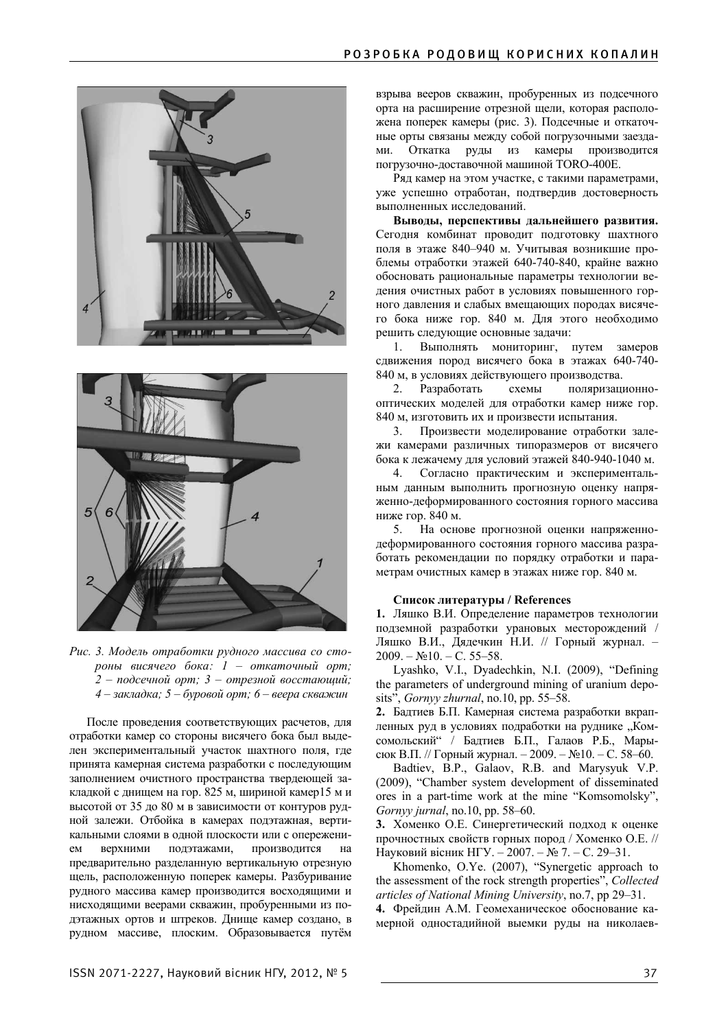*Рис. 3. Модель отработки рудного массива со стороны висячего бока: 1 – откаточный орт; 2 – подсечной орт; 3 – отрезной восстающий; 4 – закладка; 5 – буровой орт; 6 – веера скважин*

После проведения соответствующих расчетов, для отработки камер со стороны висячего бока был выделен экспериментальный участок шахтного поля, где принята камерная система разработки с последующим заполнением очистного пространства твердеющей закладкой с днищем на гор. 825 м, шириной камер15 м и высотой от 35 до 80 м в зависимости от контуров рудной залежи. Отбойка в камерах подэтажная, вертикальными слоями в одной плоскости или с опережением верхними подэтажами, производится на предварительно разделанную вертикальную отрезную щель, расположенную поперек камеры. Разбуривание рудного массива камер производится восходящими и нисходящими веерами скважин, пробуренными из подэтажных ортов и штреков. Днище камер создано, в рудном массиве, плоским. Образовывается путём взрыва вееров скважин, пробуренных из подсечного орта на расширение отрезной щели, которая расположена поперек камеры (рис. 3). Подсечные и откаточные орты связаны между собой погрузочными заездами. Откатка руды из камеры производится погрузочно-доставочной машиной TORO-400E.

Ряд камер на этом участке, с такими параметрами, уже успешно отработан, подтвердив достоверность выполненных исследований.

**Выводы, перспективы дальнейшего развития.** Сегодня комбинат проводит подготовку шахтного поля в этаже 840–940 м. Учитывая возникшие проблемы отработки этажей 640-740-840, крайне важно обосновать рациональные параметры технологии ведения очистных работ в условиях повышенного горного давления и слабых вмещающих породах висячего бока ниже гор. 840 м. Для этого необходимо решить следующие основные задачи:

1. Выполнять мониторинг, путем замеров сдвижения пород висячего бока в этажах 640-740-840 м, в условиях действующего производства.
2. Разработать схемы поляризационно-оптических моделей для отработки камер ниже гор. 840 м, изготовить их и произвести испытания.
3. Произвести моделирование отработки залежи камерами различных типоразмеров от висячего бока к лежачему для условий этажей 840-940-1040 м.
4. Согласно практическим и экспериментальным данным выполнить прогнозную оценку напряженно-деформированного состояния горного массива ниже гор. 840 м.
5. На основе прогнозной оценки напряженно-деформированного состояния горного массива разработать рекомендации по порядку отработки и параметрам очистных камер в этажах ниже гор. 840 м.

**Список литературы / References**

**1.** Ляшко В.И. Определение параметров технологии подземной разработки урановых месторождений / Ляшко В.И., Дядечкин Н.И. // Горный журнал. – 2009. – №10. – С. 55–58.

Lyashko, V.I., Dyadechkin, N.I. (2009), "Defining the parameters of underground mining of uranium deposits", *Gornyy zhurnal*, no.10, pp. 55–58.

**2.** Бадтиев Б.П. Камерная система разработки вкрапленных руд в условиях подработки на руднике „Комсомольский" / Бадтиев Б.П., Галаов Р.Б., Марысюк В.П. // Горный журнал. – 2009. – №10. – С. 58–60.

Badtiev, B.P., Galaov, R.B. and Marysyuk V.P. (2009), "Chamber system development of disseminated ores in a part-time work at the mine "Komsomolsky", *Gornyy jurnal*, no.10, pp. 58–60.

**3.** Хоменко О.Е. Синергетический подход к оценке прочностных свойств горных пород / Хоменко О.Е. // Науковий вісник НГУ. – 2007. – № 7. – С. 29–31.

Khomenko, O.Ye. (2007), "Synergetic approach to the assessment of the rock strength properties", *Collected articles of National Mining University*, no.7, pp 29–31.

**4.** Фрейдин А.М. Геомеханическое обоснование камерной одностадийной выемки руды на николаев-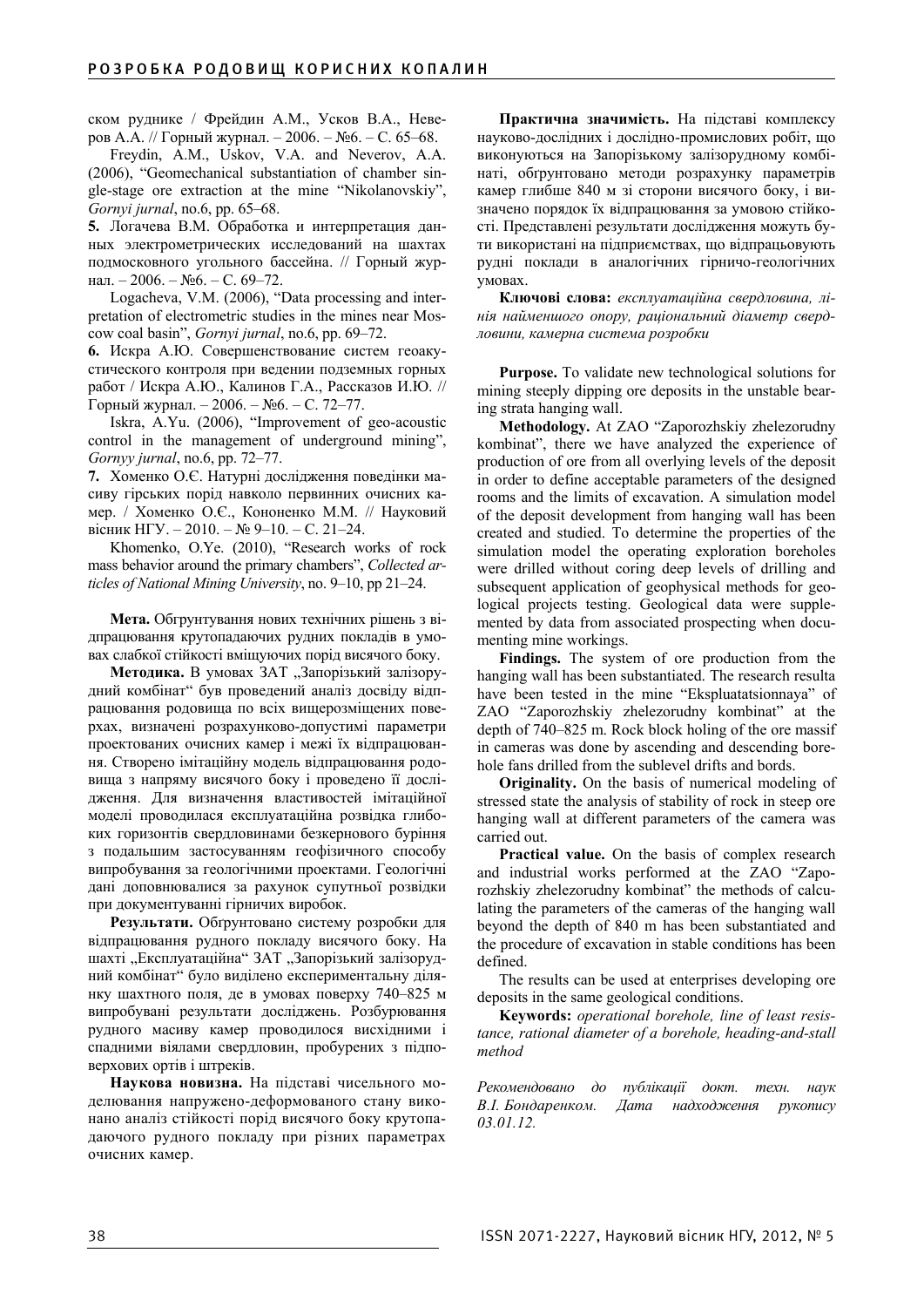ском руднике / Фрейдин А.М., Усков В.А., Неверов А.А. // Горный журнал. – 2006. – №6. – С. 65–68.

Freydin, A.M., Uskov, V.A. and Neverov, A.A. (2006), "Geomechanical substantiation of chamber single-stage ore extraction at the mine "Nikolanovskiy", *Gornyi jurnal*, no.6, pp. 65–68.

**5.** Логачева В.М. Обработка и интерпретация данных электрометрических исследований на шахтах подмосковного угольного бассейна. // Горный журнал. – 2006. – №6. – С. 69–72.

Logacheva, V.M. (2006), "Data processing and interpretation of electrometric studies in the mines near Moscow coal basin", *Gornyi jurnal*, no.6, pp. 69–72.

**6.** Искра А.Ю. Совершенствование систем геоакустического контроля при ведении подземных горных работ / Искра А.Ю., Калинов Г.А., Рассказов И.Ю. // Горный журнал. – 2006. – №6. – С. 72–77.

Iskra, A.Yu. (2006), "Improvement of geo-acoustic control in the management of underground mining", *Gornyy jurnal*, no.6, pp. 72–77.

**7.** Хоменко О.Є. Натурні дослідження поведінки масиву гірських порід навколо первинних очисних камер. / Хоменко О.Є., Кононенко М.М. // Науковий вісник НГУ. – 2010. – № 9–10. – С. 21–24.

Khomenko, O.Ye. (2010), "Research works of rock mass behavior around the primary chambers", *Collected articles of National Mining University*, no. 9–10, pp 21–24.

**Мета.** Обгрунтування нових технічних рішень з відпрацювання крутопадаючих рудних покладів в умовах слабкої стійкості вміщуючих порід висячого боку.

**Методика.** В умовах ЗАТ „Запорізький залізорудний комбінат" був проведений аналіз досвіду відпрацювання родовища по всіх вищерозміщених поверхах, визначені розрахунково-допустимі параметри проектованих очисних камер і межі їх відпрацювання. Створено імітаційну модель відпрацювання родовища з напряму висячого боку і проведено її дослідження. Для визначення властивостей імітаційної моделі проводилася експлуатаційна розвідка глибоких горизонтів свердловинами безкернового буріння з подальшим застосуванням геофізичного способу випробування за геологічними проектами. Геологічні дані доповнювалися за рахунок супутньої розвідки при документуванні гірничих виробок.

**Результати.** Обгрунтовано систему розробки для відпрацювання рудного покладу висячого боку. На шахті „Експлуатаційна" ЗАТ „Запорізький залізорудний комбінат" було виділено експериментальну ділянку шахтного поля, де в умовах поверху 740–825 м випробувані результати досліджень. Розбурювання рудного масиву камер проводилося висхідними і спадними віялами свердловин, пробурених з підповерхових ортів і штреків.

**Наукова новизна.** На підставі чисельного моделювання напружено-деформованого стану виконано аналіз стійкості порід висячого боку крутопадаючого рудного покладу при різних параметрах очисних камер.

**Практична значимість.** На підставі комплексу науково-дослідних і дослідно-промислових робіт, що виконуються на Запорізькому залізорудному комбінаті, обгрунтовано методи розрахунку параметрів камер глибше 840 м зі сторони висячого боку, і визначено порядок їх відпрацювання за умовою стійкості. Представлені результати дослідження можуть бути використані на підприємствах, що відпрацьовують рудні поклади в аналогічних гірничо-геологічних умовах.

**Ключові слова:** *експлуатаційна свердловина, лінія найменшого опору, раціональний діаметр свердловини, камерна система розробки*

**Purpose.** To validate new technological solutions for mining steeply dipping ore deposits in the unstable bearing strata hanging wall.

**Methodology.** At ZAO "Zaporozhskiy zhelezorudny kombinat" there we have analized the experience of production of ore from all overlying levels of the deposit in order to define acceptable parameters of the designed rooms and the limits of excavation. A simulation model of the deposit development from hanging wall has been created and studied. To determine the properties of the simulation model the operating exploration boreholes were drilled without coring deep levels of drilling and subsequent application of geophysical methods for geological projects testing. Geological data were supplemented by data from associated prospecting when documenting mine workings.

**Findings.** The system of ore production from the hanging wall has been substantiated. The research resulta have been tested in the mine "Ekspluatatsionnaya" of ZAO "Zaporozhskiy zhelezorudny kombinat" at the depth of 740–825 m. Rock block holing of the ore massif in cameras was done by ascending and descending borehole fans drilled from the sublevel drifts and bords.

**Originality.** On the basis of numerical modeling of stressed state the analysis of stability of rock in steep ore hanging wall at different parameters of the camera was carried out.

**Practical value.** On the basis of complex research and industrial works performed at the ZAO "Zaporozhskiy zhelezorudny kombinat" the methods of calculating the parameters of the cameras of the hanging wall beyond the depth of 840 m has been substantiated and the procedure of excavation in stable conditions has been defined.

The results can be used at enterprises developing ore deposits in the same geological conditions.

**Keywords:** *operational borehole, line of least resistance, rational diameter of a borehole, heading-and-stall method*

*Рекомендовано до публікації докт. техн. наук В.І. Бондаренком. Дата надходження рукопису 03.01.12.*